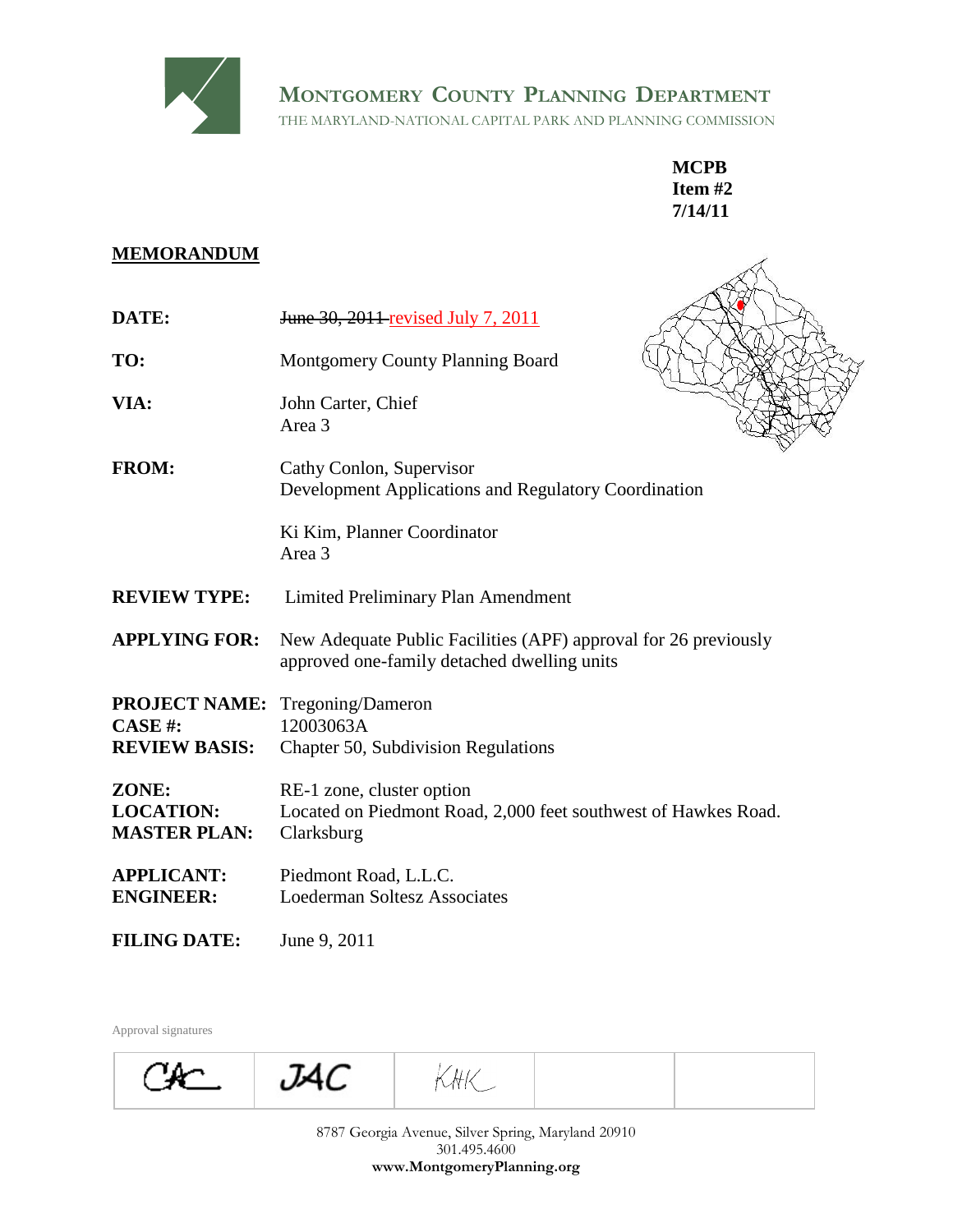**MONTGOMERY COUNTY PLANNING DEPARTMENT**
THE MARYLAND-NATIONAL CAPITAL PARK AND PLANNING COMMISSION

**MCPB**
**Item #2**
**7/14/11**

**MEMORANDUM**

**DATE:** ~~June 30, 2011~~ revised July 7, 2011

**TO:** Montgomery County Planning Board

**VIA:** John Carter, Chief
Area 3

**FROM:** Cathy Conlon, Supervisor
Development Applications and Regulatory Coordination

Ki Kim, Planner Coordinator
Area 3

**REVIEW TYPE:** Limited Preliminary Plan Amendment

**APPLYING FOR:** New Adequate Public Facilities (APF) approval for 26 previously approved one-family detached dwelling units

**PROJECT NAME:** Tregoning/Dameron
**CASE #:** 12003063A
**REVIEW BASIS:** Chapter 50, Subdivision Regulations

**ZONE:** RE-1 zone, cluster option
**LOCATION:** Located on Piedmont Road, 2,000 feet southwest of Hawkes Road.
**MASTER PLAN:** Clarksburg

**APPLICANT:** Piedmont Road, L.L.C.
**ENGINEER:** Loederman Soltesz Associates

**FILING DATE:** June 9, 2011

Approval signatures

| CAC | JAC | KHK | | |
|---|---|---|---|---|

8787 Georgia Avenue, Silver Spring, Maryland 20910
301.495.4600
**www.MontgomeryPlanning.org**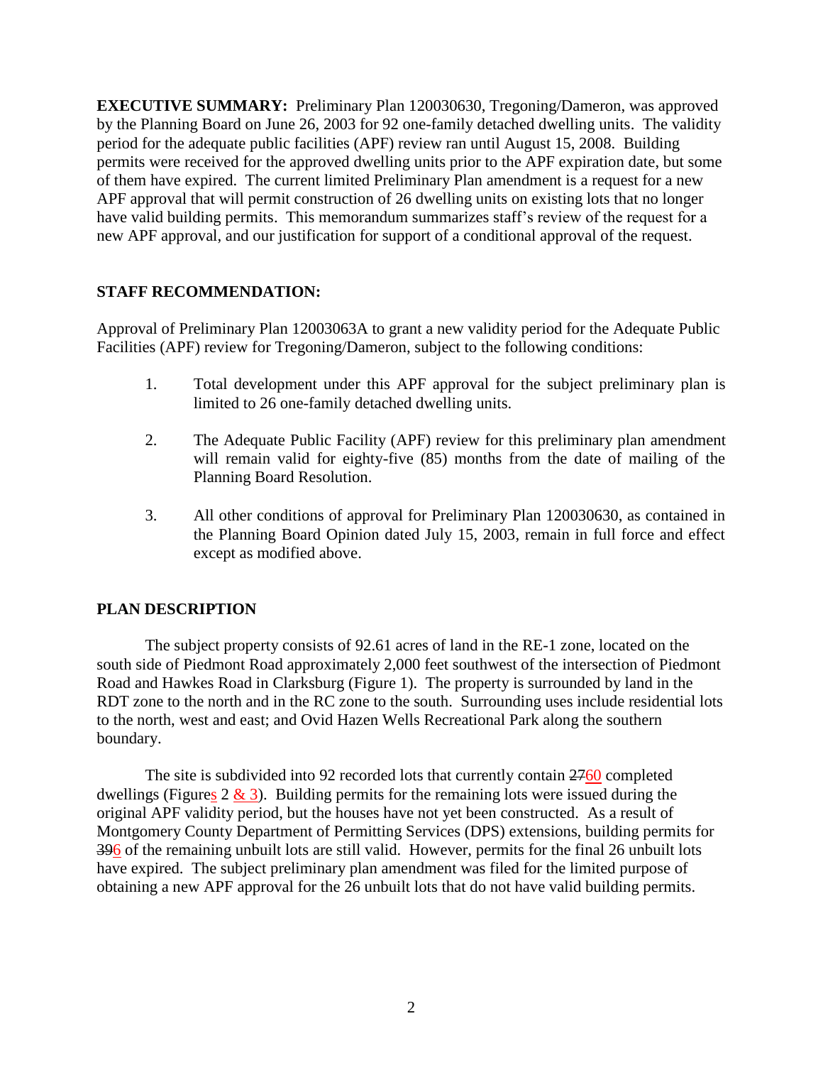**EXECUTIVE SUMMARY:** Preliminary Plan 120030630, Tregoning/Dameron, was approved by the Planning Board on June 26, 2003 for 92 one-family detached dwelling units. The validity period for the adequate public facilities (APF) review ran until August 15, 2008. Building permits were received for the approved dwelling units prior to the APF expiration date, but some of them have expired. The current limited Preliminary Plan amendment is a request for a new APF approval that will permit construction of 26 dwelling units on existing lots that no longer have valid building permits. This memorandum summarizes staff's review of the request for a new APF approval, and our justification for support of a conditional approval of the request.

## STAFF RECOMMENDATION:

Approval of Preliminary Plan 12003063A to grant a new validity period for the Adequate Public Facilities (APF) review for Tregoning/Dameron, subject to the following conditions:

1. Total development under this APF approval for the subject preliminary plan is limited to 26 one-family detached dwelling units.

2. The Adequate Public Facility (APF) review for this preliminary plan amendment will remain valid for eighty-five (85) months from the date of mailing of the Planning Board Resolution.

3. All other conditions of approval for Preliminary Plan 120030630, as contained in the Planning Board Opinion dated July 15, 2003, remain in full force and effect except as modified above.

## PLAN DESCRIPTION

The subject property consists of 92.61 acres of land in the RE-1 zone, located on the south side of Piedmont Road approximately 2,000 feet southwest of the intersection of Piedmont Road and Hawkes Road in Clarksburg (Figure 1). The property is surrounded by land in the RDT zone to the north and in the RC zone to the south. Surrounding uses include residential lots to the north, west and east; and Ovid Hazen Wells Recreational Park along the southern boundary.

The site is subdivided into 92 recorded lots that currently contain ~~27~~<u>60</u> completed dwellings (Figure<u>s</u> 2 <u>& 3</u>). Building permits for the remaining lots were issued during the original APF validity period, but the houses have not yet been constructed. As a result of Montgomery County Department of Permitting Services (DPS) extensions, building permits for ~~39~~<u>6</u> of the remaining unbuilt lots are still valid. However, permits for the final 26 unbuilt lots have expired. The subject preliminary plan amendment was filed for the limited purpose of obtaining a new APF approval for the 26 unbuilt lots that do not have valid building permits.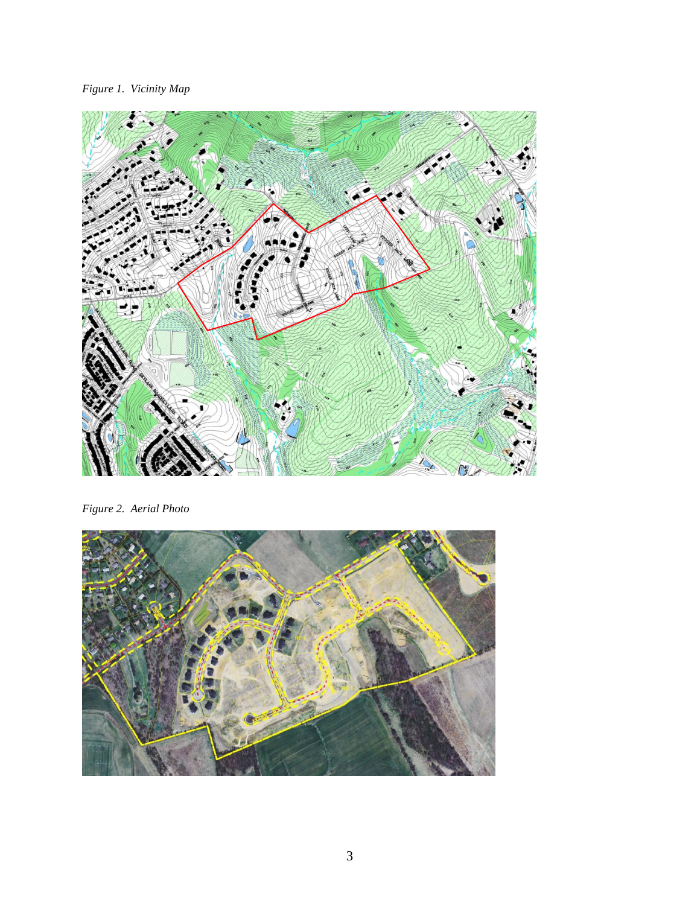*Figure 1. Vicinity Map*

*Figure 2. Aerial Photo*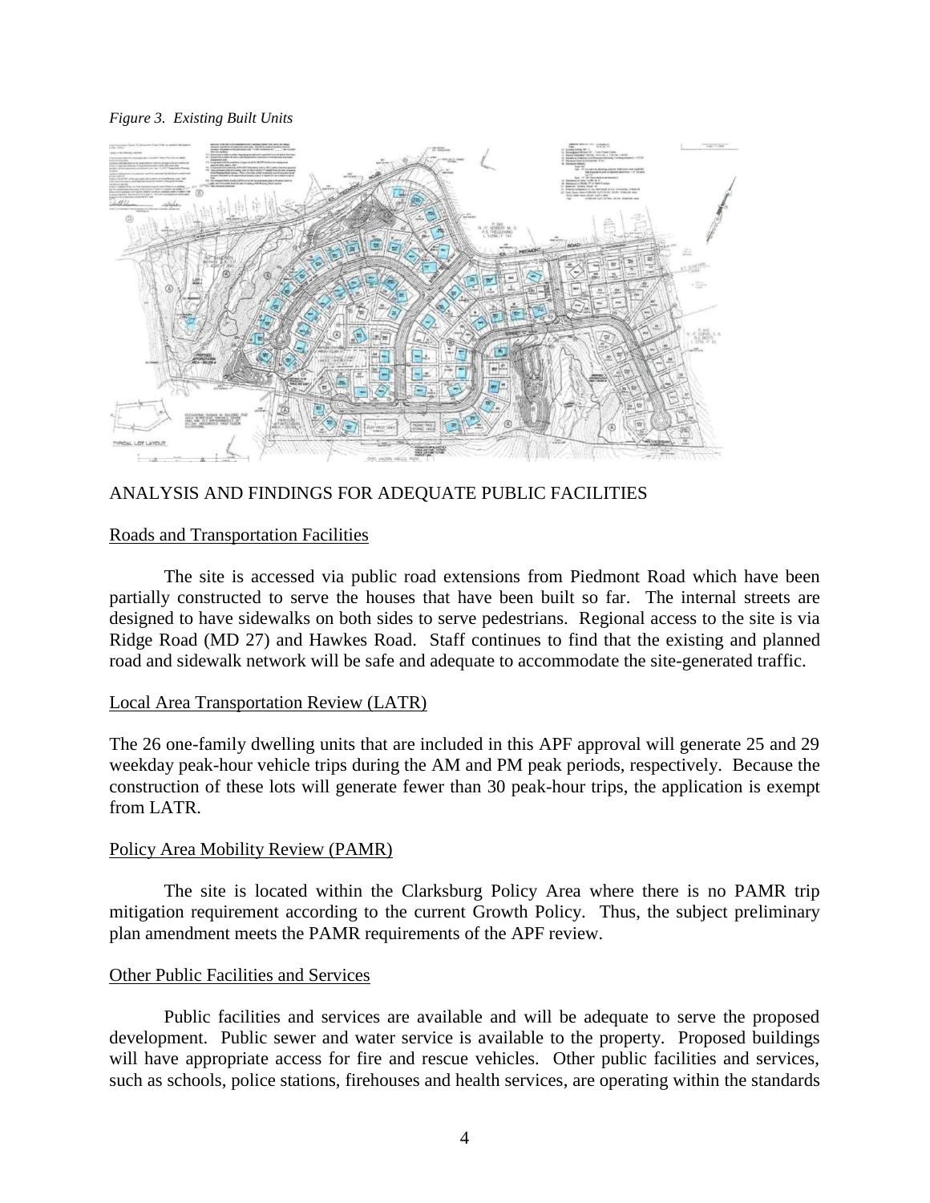*Figure 3. Existing Built Units*

ANALYSIS AND FINDINGS FOR ADEQUATE PUBLIC FACILITIES

Roads and Transportation Facilities

The site is accessed via public road extensions from Piedmont Road which have been partially constructed to serve the houses that have been built so far. The internal streets are designed to have sidewalks on both sides to serve pedestrians. Regional access to the site is via Ridge Road (MD 27) and Hawkes Road. Staff continues to find that the existing and planned road and sidewalk network will be safe and adequate to accommodate the site-generated traffic.

Local Area Transportation Review (LATR)

The 26 one-family dwelling units that are included in this APF approval will generate 25 and 29 weekday peak-hour vehicle trips during the AM and PM peak periods, respectively. Because the construction of these lots will generate fewer than 30 peak-hour trips, the application is exempt from LATR.

Policy Area Mobility Review (PAMR)

The site is located within the Clarksburg Policy Area where there is no PAMR trip mitigation requirement according to the current Growth Policy. Thus, the subject preliminary plan amendment meets the PAMR requirements of the APF review.

Other Public Facilities and Services

Public facilities and services are available and will be adequate to serve the proposed development. Public sewer and water service is available to the property. Proposed buildings will have appropriate access for fire and rescue vehicles. Other public facilities and services, such as schools, police stations, firehouses and health services, are operating within the standards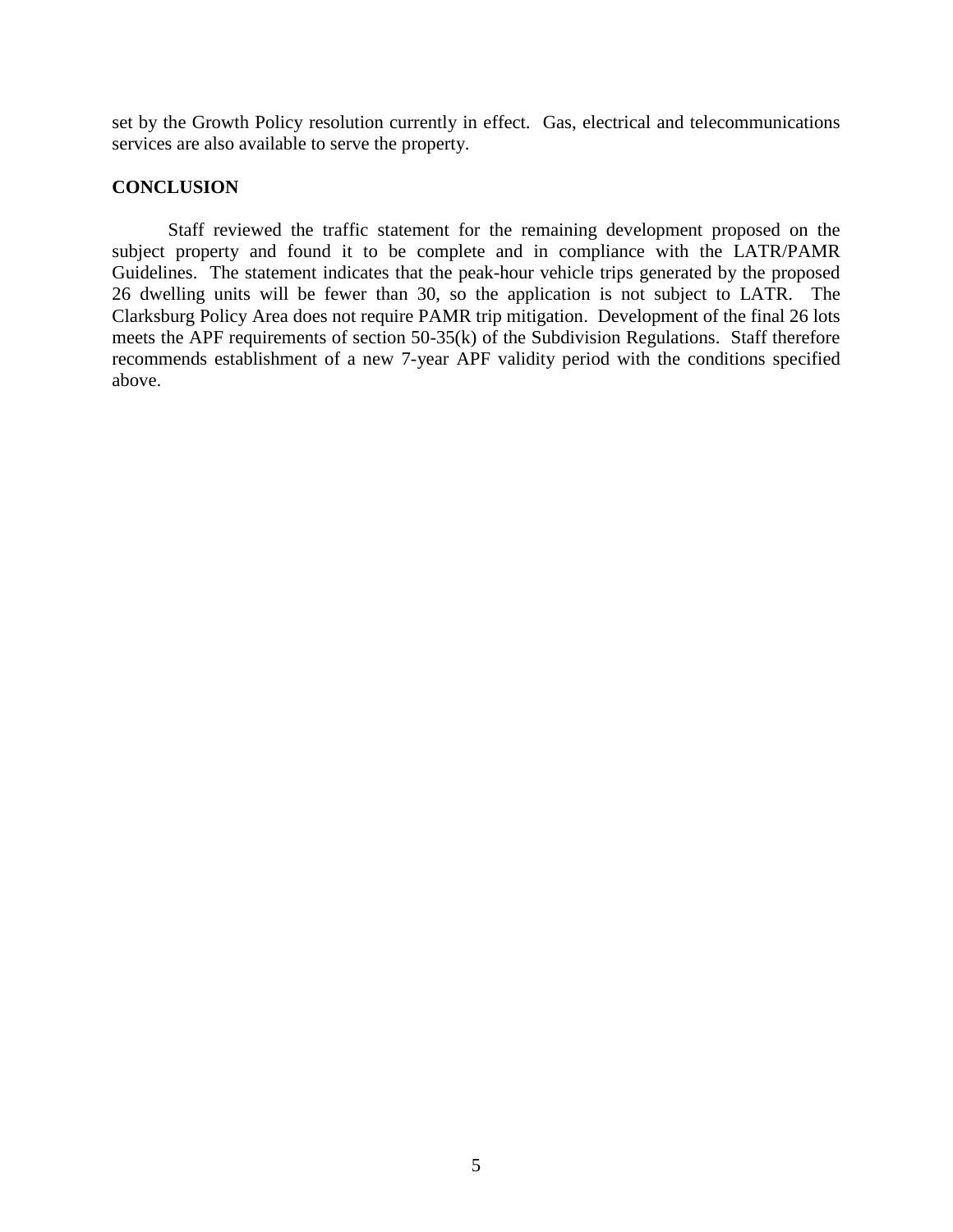set by the Growth Policy resolution currently in effect. Gas, electrical and telecommunications services are also available to serve the property.

**CONCLUSION**

Staff reviewed the traffic statement for the remaining development proposed on the subject property and found it to be complete and in compliance with the LATR/PAMR Guidelines. The statement indicates that the peak-hour vehicle trips generated by the proposed 26 dwelling units will be fewer than 30, so the application is not subject to LATR. The Clarksburg Policy Area does not require PAMR trip mitigation. Development of the final 26 lots meets the APF requirements of section 50-35(k) of the Subdivision Regulations. Staff therefore recommends establishment of a new 7-year APF validity period with the conditions specified above.